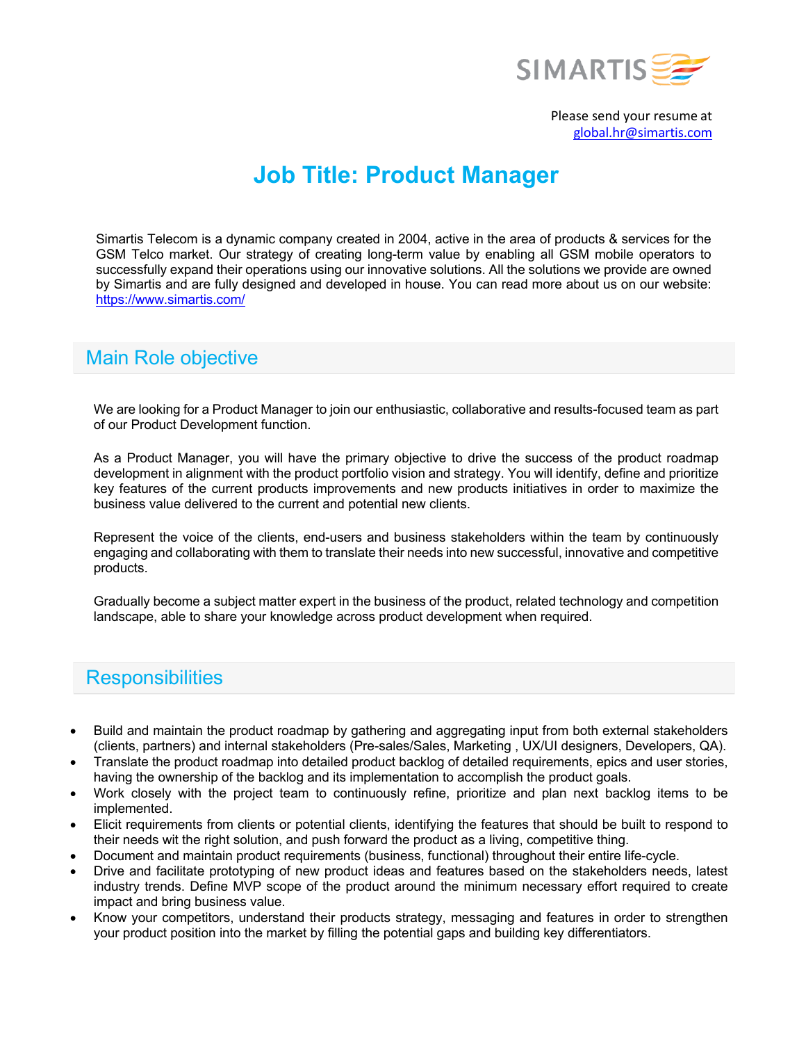Please send your resume at global.hr@simartis.com

# Job Title: Product Manager

Simartis Telecom is a dynamic company created in 2004, active in the area of products & services for the GSM Telco market. Our strategy of creating long-term value by enabling all GSM mobile operators to successfully expand their operations using our innovative solutions. All the solutions we provide are owned by Simartis and are fully designed and developed in house. You can read more about us on our website: https://www.simartis.com/

## Main Role objective

We are looking for a Product Manager to join our enthusiastic, collaborative and results-focused team as part of our Product Development function.

As a Product Manager, you will have the primary objective to drive the success of the product roadmap development in alignment with the product portfolio vision and strategy. You will identify, define and prioritize key features of the current products improvements and new products initiatives in order to maximize the business value delivered to the current and potential new clients.

Represent the voice of the clients, end-users and business stakeholders within the team by continuously engaging and collaborating with them to translate their needs into new successful, innovative and competitive products.

Gradually become a subject matter expert in the business of the product, related technology and competition landscape, able to share your knowledge across product development when required.

## Responsibilities

- Build and maintain the product roadmap by gathering and aggregating input from both external stakeholders (clients, partners) and internal stakeholders (Pre-sales/Sales, Marketing , UX/UI designers, Developers, QA).
- Translate the product roadmap into detailed product backlog of detailed requirements, epics and user stories, having the ownership of the backlog and its implementation to accomplish the product goals.
- Work closely with the project team to continuously refine, prioritize and plan next backlog items to be implemented.
- Elicit requirements from clients or potential clients, identifying the features that should be built to respond to their needs wit the right solution, and push forward the product as a living, competitive thing.
- Document and maintain product requirements (business, functional) throughout their entire life-cycle.
- Drive and facilitate prototyping of new product ideas and features based on the stakeholders needs, latest industry trends. Define MVP scope of the product around the minimum necessary effort required to create impact and bring business value.
- Know your competitors, understand their products strategy, messaging and features in order to strengthen your product position into the market by filling the potential gaps and building key differentiators.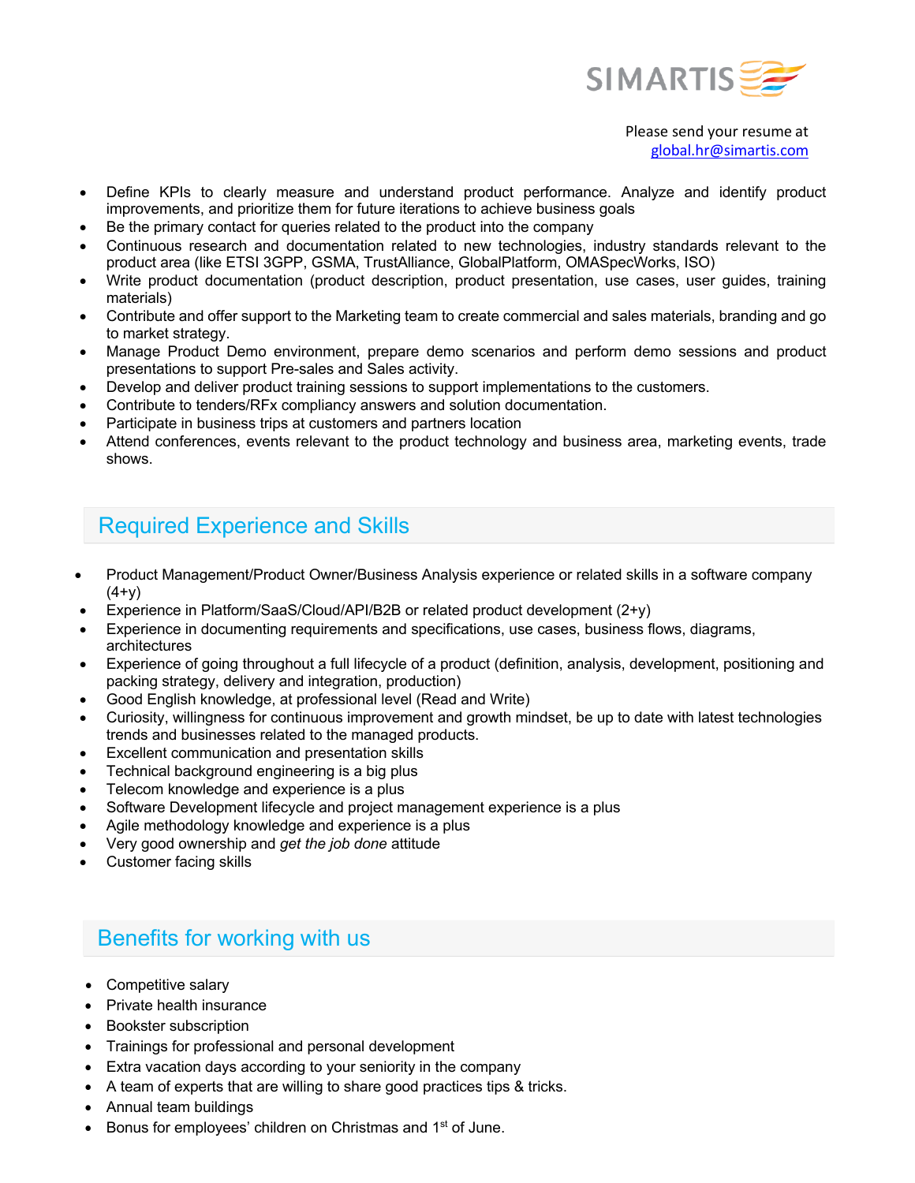Please send your resume at global.hr@simartis.com

- Define KPIs to clearly measure and understand product performance. Analyze and identify product improvements, and prioritize them for future iterations to achieve business goals
- Be the primary contact for queries related to the product into the company
- Continuous research and documentation related to new technologies, industry standards relevant to the product area (like ETSI 3GPP, GSMA, TrustAlliance, GlobalPlatform, OMASpecWorks, ISO)
- Write product documentation (product description, product presentation, use cases, user guides, training materials)
- Contribute and offer support to the Marketing team to create commercial and sales materials, branding and go to market strategy.
- Manage Product Demo environment, prepare demo scenarios and perform demo sessions and product presentations to support Pre-sales and Sales activity.
- Develop and deliver product training sessions to support implementations to the customers.
- Contribute to tenders/RFx compliancy answers and solution documentation.
- Participate in business trips at customers and partners location
- Attend conferences, events relevant to the product technology and business area, marketing events, trade shows.

## Required Experience and Skills

- Product Management/Product Owner/Business Analysis experience or related skills in a software company (4+y)
- Experience in Platform/SaaS/Cloud/API/B2B or related product development (2+y)
- Experience in documenting requirements and specifications, use cases, business flows, diagrams, architectures
- Experience of going throughout a full lifecycle of a product (definition, analysis, development, positioning and packing strategy, delivery and integration, production)
- Good English knowledge, at professional level (Read and Write)
- Curiosity, willingness for continuous improvement and growth mindset, be up to date with latest technologies trends and businesses related to the managed products.
- Excellent communication and presentation skills
- Technical background engineering is a big plus
- Telecom knowledge and experience is a plus
- Software Development lifecycle and project management experience is a plus
- Agile methodology knowledge and experience is a plus
- Very good ownership and *get the job done* attitude
- Customer facing skills

## Benefits for working with us

- Competitive salary
- Private health insurance
- Bookster subscription
- Trainings for professional and personal development
- Extra vacation days according to your seniority in the company
- A team of experts that are willing to share good practices tips & tricks.
- Annual team buildings
- Bonus for employees' children on Christmas and 1st of June.